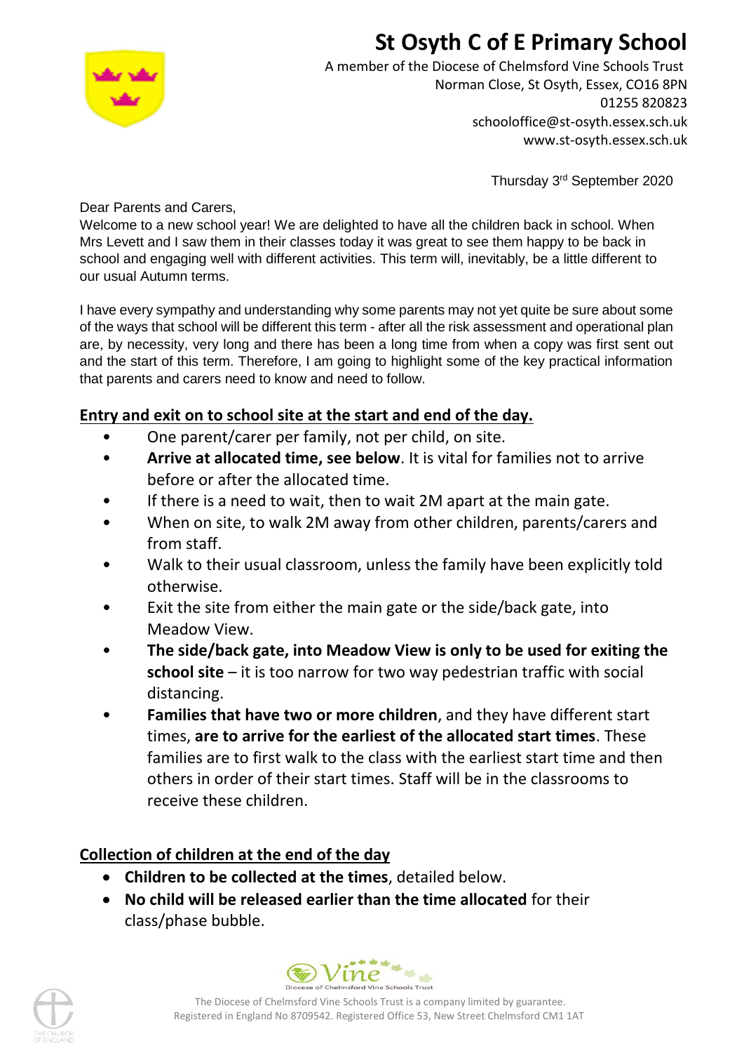# St Osyth C of E Primary School

A member of the Diocese of Chelmsford Vine Schools Trust
Norman Close, St Osyth, Essex, CO16 8PN
01255 820823
schooloffice@st-osyth.essex.sch.uk
www.st-osyth.essex.sch.uk

Thursday 3rd September 2020

Dear Parents and Carers,
Welcome to a new school year! We are delighted to have all the children back in school. When Mrs Levett and I saw them in their classes today it was great to see them happy to be back in school and engaging well with different activities. This term will, inevitably, be a little different to our usual Autumn terms.

I have every sympathy and understanding why some parents may not yet quite be sure about some of the ways that school will be different this term - after all the risk assessment and operational plan are, by necessity, very long and there has been a long time from when a copy was first sent out and the start of this term. Therefore, I am going to highlight some of the key practical information that parents and carers need to know and need to follow.

## Entry and exit on to school site at the start and end of the day.

- One parent/carer per family, not per child, on site.
- **Arrive at allocated time, see below**. It is vital for families not to arrive before or after the allocated time.
- If there is a need to wait, then to wait 2M apart at the main gate.
- When on site, to walk 2M away from other children, parents/carers and from staff.
- Walk to their usual classroom, unless the family have been explicitly told otherwise.
- Exit the site from either the main gate or the side/back gate, into Meadow View.
- **The side/back gate, into Meadow View is only to be used for exiting the school site** – it is too narrow for two way pedestrian traffic with social distancing.
- **Families that have two or more children**, and they have different start times, **are to arrive for the earliest of the allocated start times**. These families are to first walk to the class with the earliest start time and then others in order of their start times. Staff will be in the classrooms to receive these children.

## Collection of children at the end of the day

- **Children to be collected at the times**, detailed below.
- **No child will be released earlier than the time allocated** for their class/phase bubble.

The Diocese of Chelmsford Vine Schools Trust is a company limited by guarantee.
Registered in England No 8709542. Registered Office 53, New Street Chelmsford CM1 1AT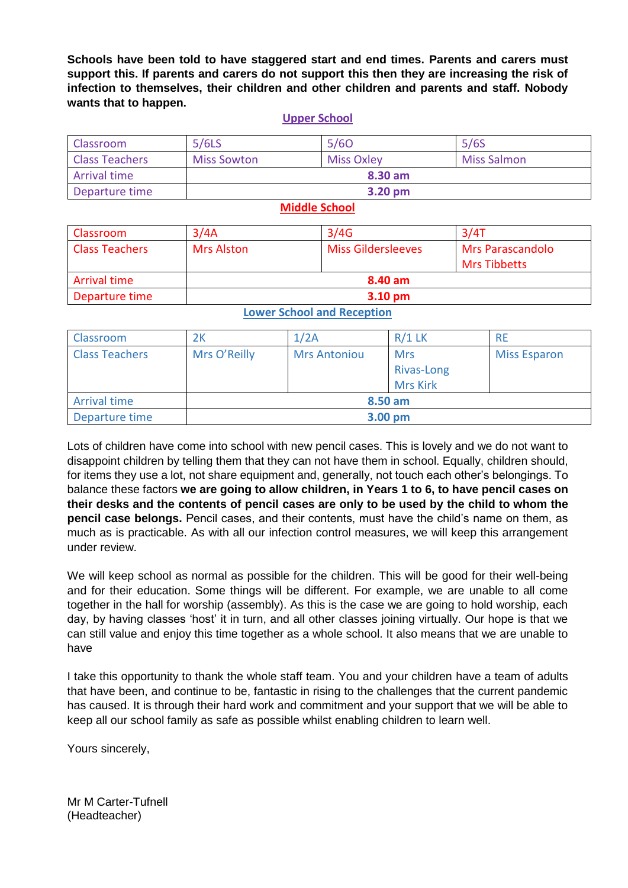**Schools have been told to have staggered start and end times. Parents and carers must support this. If parents and carers do not support this then they are increasing the risk of infection to themselves, their children and other children and parents and staff. Nobody wants that to happen.**

## Upper School

| Classroom | 5/6LS | 5/6O | 5/6S |
|---|---|---|---|
| Class Teachers | Miss Sowton | Miss Oxley | Miss Salmon |
| Arrival time | **8.30 am** | | |
| Departure time | **3.20 pm** | | |

## Middle School

| Classroom | 3/4A | 3/4G | 3/4T |
|---|---|---|---|
| Class Teachers | Mrs Alston | Miss Gildersleeves | Mrs Parascandolo<br>Mrs Tibbetts |
| Arrival time | **8.40 am** | | |
| Departure time | **3.10 pm** | | |

## Lower School and Reception

| Classroom | 2K | 1/2A | R/1 LK | RE |
|---|---|---|---|---|
| Class Teachers | Mrs O'Reilly | Mrs Antoniou | Mrs Rivas-Long<br>Mrs Kirk | Miss Esparon |
| Arrival time | **8.50 am** | | | |
| Departure time | **3.00 pm** | | | |

Lots of children have come into school with new pencil cases. This is lovely and we do not want to disappoint children by telling them that they can not have them in school. Equally, children should, for items they use a lot, not share equipment and, generally, not touch each other's belongings. To balance these factors **we are going to allow children, in Years 1 to 6, to have pencil cases on their desks and the contents of pencil cases are only to be used by the child to whom the pencil case belongs.** Pencil cases, and their contents, must have the child's name on them, as much as is practicable. As with all our infection control measures, we will keep this arrangement under review.

We will keep school as normal as possible for the children. This will be good for their well-being and for their education. Some things will be different. For example, we are unable to all come together in the hall for worship (assembly). As this is the case we are going to hold worship, each day, by having classes 'host' it in turn, and all other classes joining virtually. Our hope is that we can still value and enjoy this time together as a whole school. It also means that we are unable to have

I take this opportunity to thank the whole staff team. You and your children have a team of adults that have been, and continue to be, fantastic in rising to the challenges that the current pandemic has caused. It is through their hard work and commitment and your support that we will be able to keep all our school family as safe as possible whilst enabling children to learn well.

Yours sincerely,

Mr M Carter-Tufnell
(Headteacher)